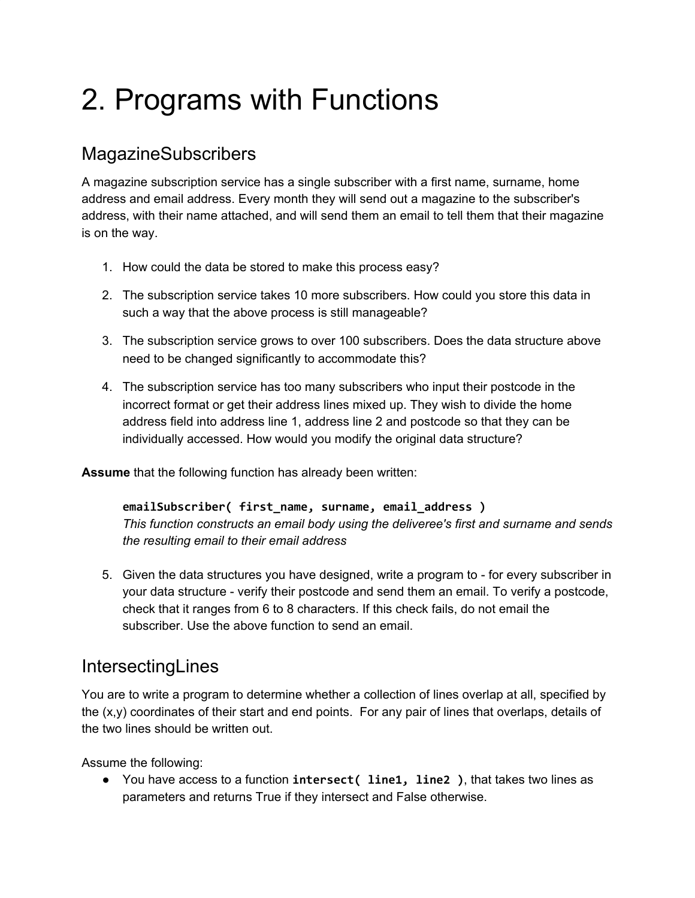# 2. Programs with Functions

## MagazineSubscribers

A magazine subscription service has a single subscriber with a first name, surname, home address and email address. Every month they will send out a magazine to the subscriber's address, with their name attached, and will send them an email to tell them that their magazine is on the way.

1. How could the data be stored to make this process easy?
2. The subscription service takes 10 more subscribers. How could you store this data in such a way that the above process is still manageable?
3. The subscription service grows to over 100 subscribers. Does the data structure above need to be changed significantly to accommodate this?
4. The subscription service has too many subscribers who input their postcode in the incorrect format or get their address lines mixed up. They wish to divide the home address field into address line 1, address line 2 and postcode so that they can be individually accessed. How would you modify the original data structure?

**Assume** that the following function has already been written:

> **`emailSubscriber( first_name, surname, email_address )`**
> *This function constructs an email body using the deliveree's first and surname and sends the resulting email to their email address*

5. Given the data structures you have designed, write a program to - for every subscriber in your data structure - verify their postcode and send them an email. To verify a postcode, check that it ranges from 6 to 8 characters. If this check fails, do not email the subscriber. Use the above function to send an email.

## IntersectingLines

You are to write a program to determine whether a collection of lines overlap at all, specified by the (x,y) coordinates of their start and end points. For any pair of lines that overlaps, details of the two lines should be written out.

Assume the following:

- You have access to a function **`intersect( line1, line2 )`**, that takes two lines as parameters and returns True if they intersect and False otherwise.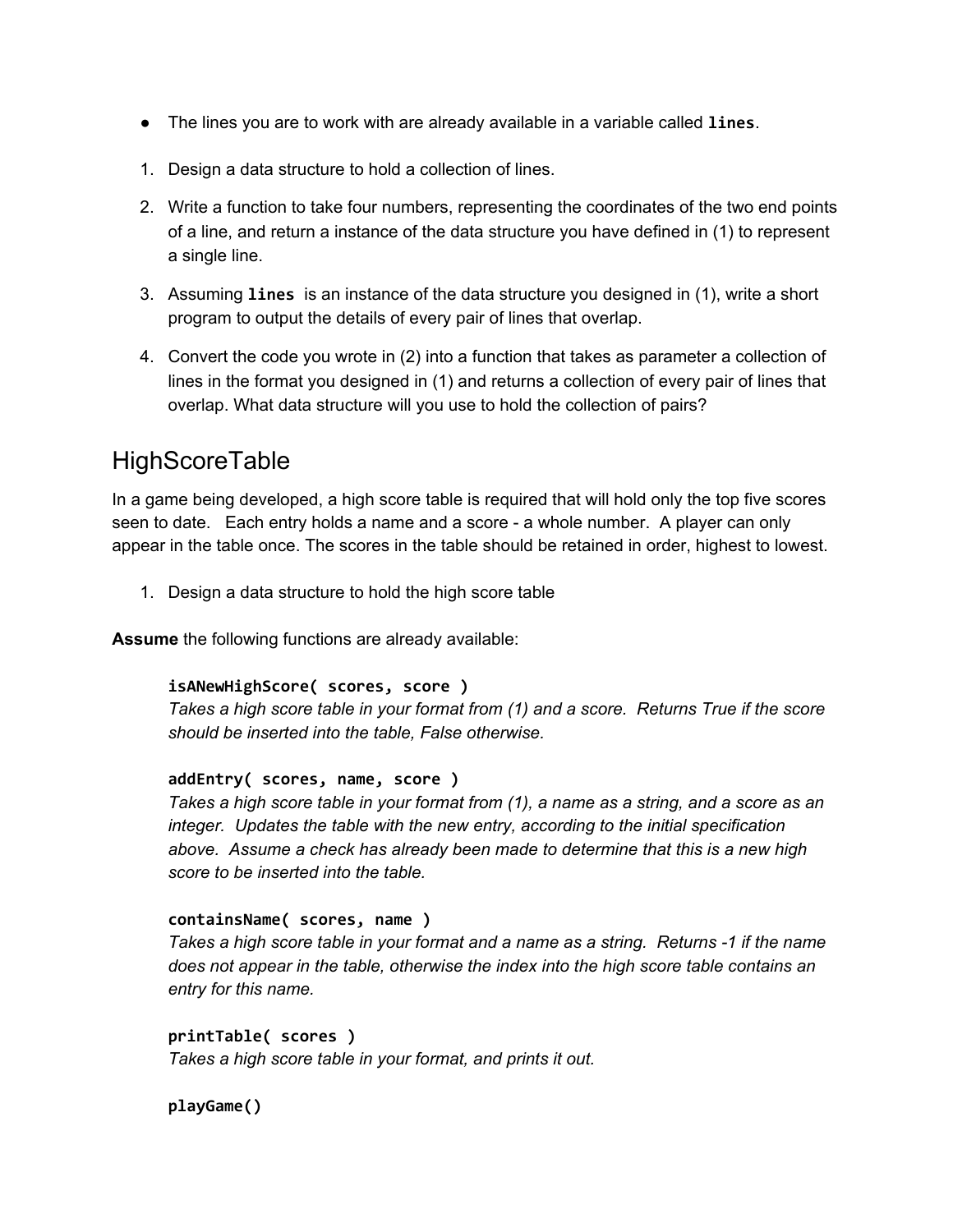- The lines you are to work with are already available in a variable called **`lines`**.

1. Design a data structure to hold a collection of lines.
2. Write a function to take four numbers, representing the coordinates of the two end points of a line, and return a instance of the data structure you have defined in (1) to represent a single line.
3. Assuming **`lines`** is an instance of the data structure you designed in (1), write a short program to output the details of every pair of lines that overlap.
4. Convert the code you wrote in (2) into a function that takes as parameter a collection of lines in the format you designed in (1) and returns a collection of every pair of lines that overlap. What data structure will you use to hold the collection of pairs?

## HighScoreTable

In a game being developed, a high score table is required that will hold only the top five scores seen to date. Each entry holds a name and a score - a whole number. A player can only appear in the table once. The scores in the table should be retained in order, highest to lowest.

1. Design a data structure to hold the high score table

**Assume** the following functions are already available:

> **`isANewHighScore( scores, score )`**
> *Takes a high score table in your format from (1) and a score. Returns True if the score should be inserted into the table, False otherwise.*
>
> **`addEntry( scores, name, score )`**
> *Takes a high score table in your format from (1), a name as a string, and a score as an integer. Updates the table with the new entry, according to the initial specification above. Assume a check has already been made to determine that this is a new high score to be inserted into the table.*
>
> **`containsName( scores, name )`**
> *Takes a high score table in your format and a name as a string. Returns -1 if the name does not appear in the table, otherwise the index into the high score table contains an entry for this name.*
>
> **`printTable( scores )`**
> *Takes a high score table in your format, and prints it out.*
>
> **`playGame()`**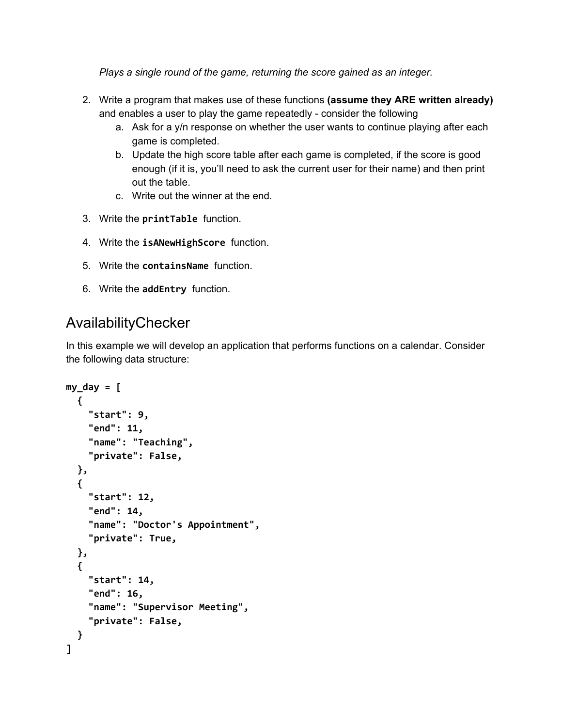*Plays a single round of the game, returning the score gained as an integer.*

2. Write a program that makes use of these functions **(assume they ARE written already)** and enables a user to play the game repeatedly - consider the following
    a. Ask for a y/n response on whether the user wants to continue playing after each game is completed.
    b. Update the high score table after each game is completed, if the score is good enough (if it is, you'll need to ask the current user for their name) and then print out the table.
    c. Write out the winner at the end.

3. Write the **`printTable`** function.

4. Write the **`isANewHighScore`** function.

5. Write the **`containsName`** function.

6. Write the **`addEntry`** function.

## AvailabilityChecker

In this example we will develop an application that performs functions on a calendar. Consider the following data structure:

```
my_day = [
  {
    "start": 9,
    "end": 11,
    "name": "Teaching",
    "private": False,
  },
  {
    "start": 12,
    "end": 14,
    "name": "Doctor's Appointment",
    "private": True,
  },
  {
    "start": 14,
    "end": 16,
    "name": "Supervisor Meeting",
    "private": False,
  }
]
```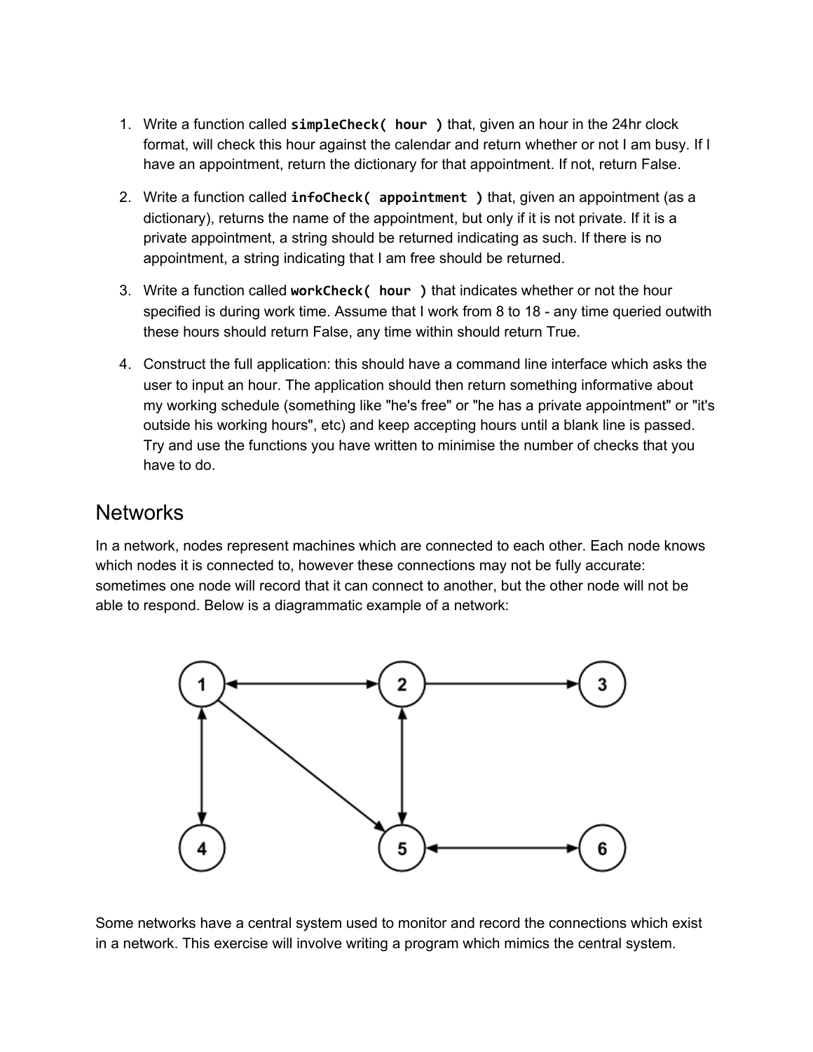1. Write a function called **`simpleCheck( hour )`** that, given an hour in the 24hr clock format, will check this hour against the calendar and return whether or not I am busy. If I have an appointment, return the dictionary for that appointment. If not, return False.

2. Write a function called **`infoCheck( appointment )`** that, given an appointment (as a dictionary), returns the name of the appointment, but only if it is not private. If it is a private appointment, a string should be returned indicating as such. If there is no appointment, a string indicating that I am free should be returned.

3. Write a function called **`workCheck( hour )`** that indicates whether or not the hour specified is during work time. Assume that I work from 8 to 18 - any time queried outwith these hours should return False, any time within should return True.

4. Construct the full application: this should have a command line interface which asks the user to input an hour. The application should then return something informative about my working schedule (something like "he's free" or "he has a private appointment" or "it's outside his working hours", etc) and keep accepting hours until a blank line is passed. Try and use the functions you have written to minimise the number of checks that you have to do.

## Networks

In a network, nodes represent machines which are connected to each other. Each node knows which nodes it is connected to, however these connections may not be fully accurate: sometimes one node will record that it can connect to another, but the other node will not be able to respond. Below is a diagrammatic example of a network:

Some networks have a central system used to monitor and record the connections which exist in a network. This exercise will involve writing a program which mimics the central system.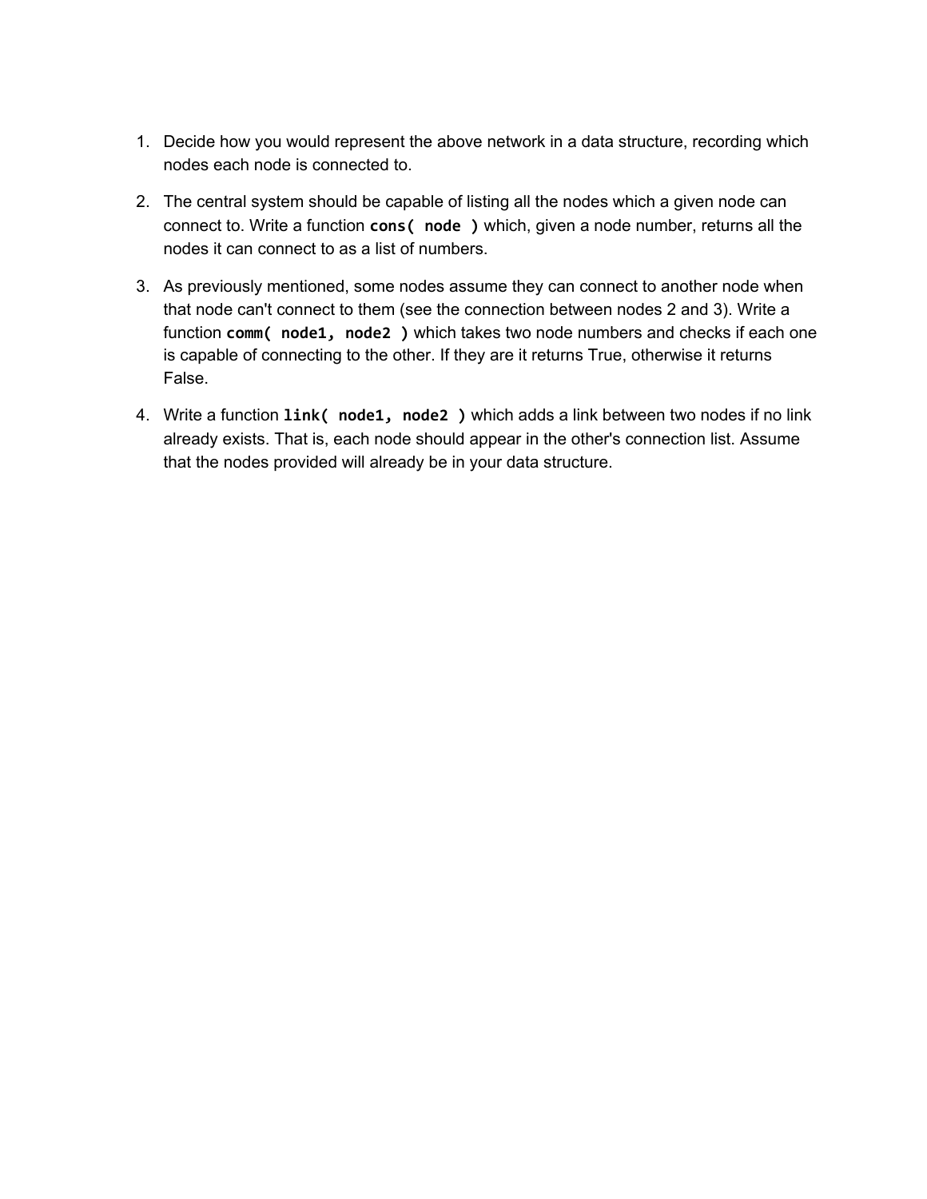1. Decide how you would represent the above network in a data structure, recording which nodes each node is connected to.

2. The central system should be capable of listing all the nodes which a given node can connect to. Write a function **`cons( node )`** which, given a node number, returns all the nodes it can connect to as a list of numbers.

3. As previously mentioned, some nodes assume they can connect to another node when that node can't connect to them (see the connection between nodes 2 and 3). Write a function **`comm( node1, node2 )`** which takes two node numbers and checks if each one is capable of connecting to the other. If they are it returns True, otherwise it returns False.

4. Write a function **`link( node1, node2 )`** which adds a link between two nodes if no link already exists. That is, each node should appear in the other's connection list. Assume that the nodes provided will already be in your data structure.